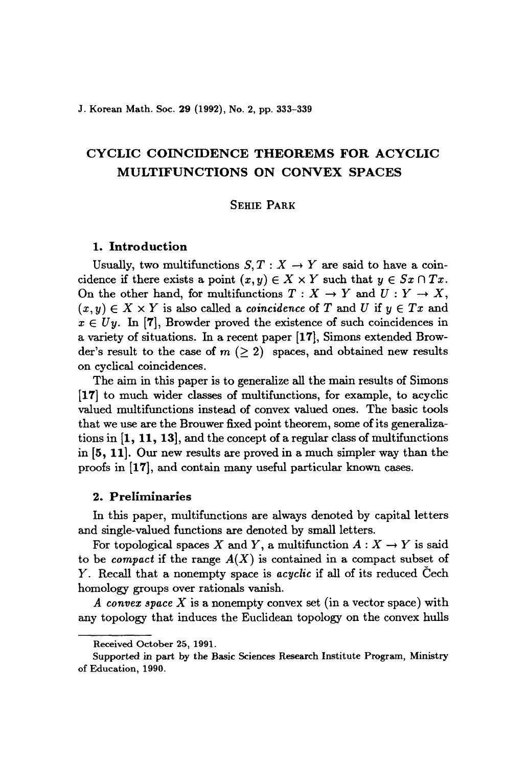# CYCLIC COINCIDENCE THEOREMS FOR ACYCLIC MULTIFUNCTIONS ON CONVEX SPACES

SEHIE PARK

## 1. Introduction

Usually, two multifunctions $S, T : X \multimap Y$ are said to have a coincidence if there exists a point $(x, y) \in X \times Y$ such that $y \in Sx \cap Tx$. On the other hand, for multifunctions $T : X \multimap Y$ and $U : Y \multimap X$, $(x, y) \in X \times Y$ is also called a *coincidence* of $T$ and $U$ if $y \in Tx$ and $x \in Uy$. In **[7]**, Browder proved the existence of such coincidences in a variety of situations. In a recent paper **[17]**, Simons extended Browder's result to the case of $m$ $(\geq 2)$ spaces, and obtained new results on cyclical coincidences.

The aim in this paper is to generalize all the main results of Simons **[17]** to much wider classes of multifunctions, for example, to acyclic valued multifunctions instead of convex valued ones. The basic tools that we use are the Brouwer fixed point theorem, some of its generalizations in **[1, 11, 13]**, and the concept of a regular class of multifunctions in **[5, 11]**. Our new results are proved in a much simpler way than the proofs in **[17]**, and contain many useful particular known cases.

## 2. Preliminaries

In this paper, multifunctions are always denoted by capital letters and single-valued functions are denoted by small letters.

For topological spaces $X$ and $Y$, a multifunction $A : X \multimap Y$ is said to be *compact* if the range $A(X)$ is contained in a compact subset of $Y$. Recall that a nonempty space is *acyclic* if all of its reduced Čech homology groups over rationals vanish.

*A convex space* $X$ is a nonempty convex set (in a vector space) with any topology that induces the Euclidean topology on the convex hulls

---

Received October 25, 1991.

Supported in part by the Basic Sciences Research Institute Program, Ministry of Education, 1990.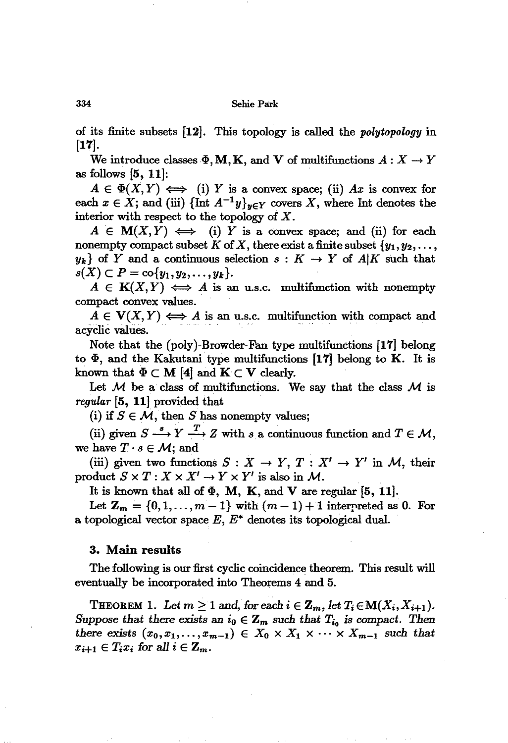of its finite subsets [12]. This topology is called the *polytopology* in [17].

We introduce classes $\Phi, \mathbf{M}, \mathbf{K}$, and $\mathbf{V}$ of multifunctions $A : X \to Y$ as follows [5, 11]:

$A \in \Phi(X, Y) \iff$ (i) $Y$ is a convex space; (ii) $Ax$ is convex for each $x \in X$; and (iii) $\{\text{Int } A^{-1}y\}_{y \in Y}$ covers $X$, where Int denotes the interior with respect to the topology of $X$.

$A \in \mathbf{M}(X, Y) \iff$ (i) $Y$ is a convex space; and (ii) for each nonempty compact subset $K$ of $X$, there exist a finite subset $\{y_1, y_2, \ldots, y_k\}$ of $Y$ and a continuous selection $s : K \to Y$ of $A|K$ such that $s(X) \subset P = \text{co}\{y_1, y_2, \ldots, y_k\}$.

$A \in \mathbf{K}(X, Y) \iff A$ is an u.s.c. multifunction with nonempty compact convex values.

$A \in \mathbf{V}(X, Y) \iff A$ is an u.s.c. multifunction with compact and acyclic values.

Note that the (poly)-Browder-Fan type multifunctions [17] belong to $\Phi$, and the Kakutani type multifunctions [17] belong to $\mathbf{K}$. It is known that $\Phi \subset \mathbf{M}$ [4] and $\mathbf{K} \subset \mathbf{V}$ clearly.

Let $\mathcal{M}$ be a class of multifunctions. We say that the class $\mathcal{M}$ is *regular* [5, 11] provided that

(i) if $S \in \mathcal{M}$, then $S$ has nonempty values;

(ii) given $S \xrightarrow{s} Y \xrightarrow{T} Z$ with $s$ a continuous function and $T \in \mathcal{M}$, we have $T \cdot s \in \mathcal{M}$; and

(iii) given two functions $S : X \to Y$, $T : X' \to Y'$ in $\mathcal{M}$, their product $S \times T : X \times X' \to Y \times Y'$ is also in $\mathcal{M}$.

It is known that all of $\Phi$, $\mathbf{M}$, $\mathbf{K}$, and $\mathbf{V}$ are regular [5, 11].

Let $\mathbf{Z}_m = \{0, 1, \ldots, m-1\}$ with $(m-1)+1$ interpreted as 0. For a topological vector space $E$, $E^*$ denotes its topological dual.

## 3. Main results

The following is our first cyclic coincidence theorem. This result will eventually be incorporated into Theorems 4 and 5.

THEOREM 1. *Let $m \geq 1$ and, for each $i \in \mathbf{Z}_m$, let $T_i \in \mathbf{M}(X_i, X_{i+1})$. Suppose that there exists an $i_0 \in \mathbf{Z}_m$ such that $T_{i_0}$ is compact. Then there exists $(x_0, x_1, \ldots, x_{m-1}) \in X_0 \times X_1 \times \cdots \times X_{m-1}$ such that $x_{i+1} \in T_i x_i$ for all $i \in \mathbf{Z}_m$.*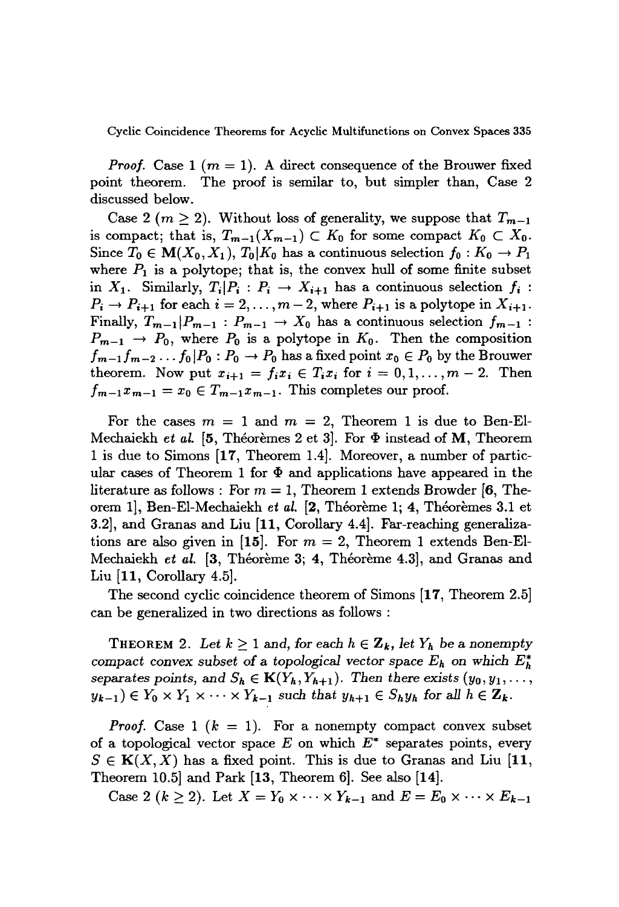*Proof.* Case 1 ($m = 1$). A direct consequence of the Brouwer fixed point theorem. The proof is semilar to, but simpler than, Case 2 discussed below.

Case 2 ($m \geq 2$). Without loss of generality, we suppose that $T_{m-1}$ is compact; that is, $T_{m-1}(X_{m-1}) \subset K_0$ for some compact $K_0 \subset X_0$. Since $T_0 \in \mathbf{M}(X_0, X_1)$, $T_0|K_0$ has a continuous selection $f_0 : K_0 \to P_1$ where $P_1$ is a polytope; that is, the convex hull of some finite subset in $X_1$. Similarly, $T_i|P_i : P_i \to X_{i+1}$ has a continuous selection $f_i : P_i \to P_{i+1}$ for each $i = 2, \ldots, m-2$, where $P_{i+1}$ is a polytope in $X_{i+1}$. Finally, $T_{m-1}|P_{m-1} : P_{m-1} \to X_0$ has a continuous selection $f_{m-1} : P_{m-1} \to P_0$, where $P_0$ is a polytope in $K_0$. Then the composition $f_{m-1} f_{m-2} \ldots f_0|P_0 : P_0 \to P_0$ has a fixed point $x_0 \in P_0$ by the Brouwer theorem. Now put $x_{i+1} = f_i x_i \in T_i x_i$ for $i = 0, 1, \ldots, m-2$. Then $f_{m-1} x_{m-1} = x_0 \in T_{m-1} x_{m-1}$. This completes our proof.

For the cases $m = 1$ and $m = 2$, Theorem 1 is due to Ben-El-Mechaiekh *et al.* [**5**, Théorèmes 2 et 3]. For $\Phi$ instead of $\mathbf{M}$, Theorem 1 is due to Simons [**17**, Theorem 1.4]. Moreover, a number of particular cases of Theorem 1 for $\Phi$ and applications have appeared in the literature as follows : For $m = 1$, Theorem 1 extends Browder [**6**, Theorem 1], Ben-El-Mechaiekh *et al.* [**2**, Théorème 1; **4**, Théorèmes 3.1 et 3.2], and Granas and Liu [**11**, Corollary 4.4]. Far-reaching generalizations are also given in [**15**]. For $m = 2$, Theorem 1 extends Ben-El-Mechaiekh *et al.* [**3**, Théorème 3; **4**, Théorème 4.3], and Granas and Liu [**11**, Corollary 4.5].

The second cyclic coincidence theorem of Simons [**17**, Theorem 2.5] can be generalized in two directions as follows :

THEOREM 2. *Let $k \geq 1$ and, for each $h \in \mathbf{Z}_k$, let $Y_h$ be a nonempty compact convex subset of a topological vector space $E_h$ on which $E_h^*$ separates points, and $S_h \in \mathbf{K}(Y_h, Y_{h+1})$. Then there exists $(y_0, y_1, \ldots, y_{k-1}) \in Y_0 \times Y_1 \times \cdots \times Y_{k-1}$ such that $y_{h+1} \in S_h y_h$ for all $h \in \mathbf{Z}_k$.*

*Proof.* Case 1 ($k = 1$). For a nonempty compact convex subset of a topological vector space $E$ on which $E^*$ separates points, every $S \in \mathbf{K}(X, X)$ has a fixed point. This is due to Granas and Liu [**11**, Theorem 10.5] and Park [**13**, Theorem 6]. See also [**14**].

Case 2 ($k \geq 2$). Let $X = Y_0 \times \cdots \times Y_{k-1}$ and $E = E_0 \times \cdots \times E_{k-1}$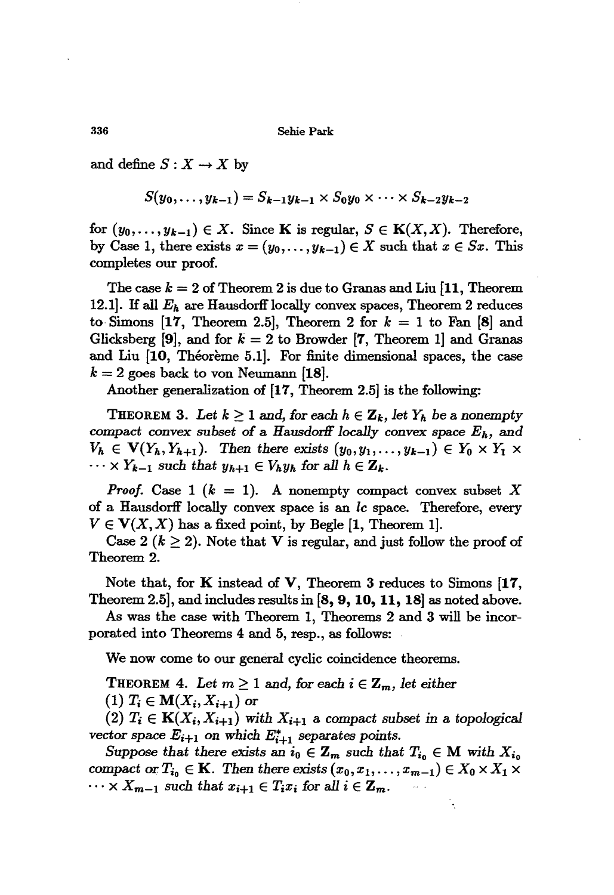and define $S : X \to X$ by

$$S(y_0, \ldots, y_{k-1}) = S_{k-1}y_{k-1} \times S_0 y_0 \times \cdots \times S_{k-2}y_{k-2}$$

for $(y_0, \ldots, y_{k-1}) \in X$. Since $\mathbf{K}$ is regular, $S \in \mathbf{K}(X, X)$. Therefore, by Case 1, there exists $x = (y_0, \ldots, y_{k-1}) \in X$ such that $x \in Sx$. This completes our proof.

The case $k = 2$ of Theorem 2 is due to Granas and Liu [**11**, Theorem 12.1]. If all $E_h$ are Hausdorff locally convex spaces, Theorem 2 reduces to Simons [**17**, Theorem 2.5], Theorem 2 for $k = 1$ to Fan [**8**] and Glicksberg [**9**], and for $k = 2$ to Browder [**7**, Theorem 1] and Granas and Liu [**10**, Théorème 5.1]. For finite dimensional spaces, the case $k = 2$ goes back to von Neumann [**18**].

Another generalization of [**17**, Theorem 2.5] is the following:

**THEOREM 3.** *Let $k \geq 1$ and, for each $h \in \mathbf{Z}_k$, let $Y_h$ be a nonempty compact convex subset of a Hausdorff locally convex space $E_h$, and $V_h \in \mathbf{V}(Y_h, Y_{h+1})$. Then there exists $(y_0, y_1, \ldots, y_{k-1}) \in Y_0 \times Y_1 \times \cdots \times Y_{k-1}$ such that $y_{h+1} \in V_h y_h$ for all $h \in \mathbf{Z}_k$.*

*Proof.* Case 1 ($k = 1$). A nonempty compact convex subset $X$ of a Hausdorff locally convex space is an *lc* space. Therefore, every $V \in \mathbf{V}(X, X)$ has a fixed point, by Begle [**1**, Theorem 1].

Case 2 ($k \geq 2$). Note that $\mathbf{V}$ is regular, and just follow the proof of Theorem 2.

Note that, for $\mathbf{K}$ instead of $\mathbf{V}$, Theorem 3 reduces to Simons [**17**, Theorem 2.5], and includes results in [**8, 9, 10, 11, 18**] as noted above.

As was the case with Theorem 1, Theorems 2 and 3 will be incorporated into Theorems 4 and 5, resp., as follows:

We now come to our general cyclic coincidence theorems.

**THEOREM 4.** *Let $m \geq 1$ and, for each $i \in \mathbf{Z}_m$, let either*

*(1) $T_i \in \mathbf{M}(X_i, X_{i+1})$ or*

*(2) $T_i \in \mathbf{K}(X_i, X_{i+1})$ with $X_{i+1}$ a compact subset in a topological vector space $E_{i+1}$ on which $E^*_{i+1}$ separates points.*

*Suppose that there exists an $i_0 \in \mathbf{Z}_m$ such that $T_{i_0} \in \mathbf{M}$ with $X_{i_0}$ compact or $T_{i_0} \in \mathbf{K}$. Then there exists $(x_0, x_1, \ldots, x_{m-1}) \in X_0 \times X_1 \times \cdots \times X_{m-1}$ such that $x_{i+1} \in T_i x_i$ for all $i \in \mathbf{Z}_m$.*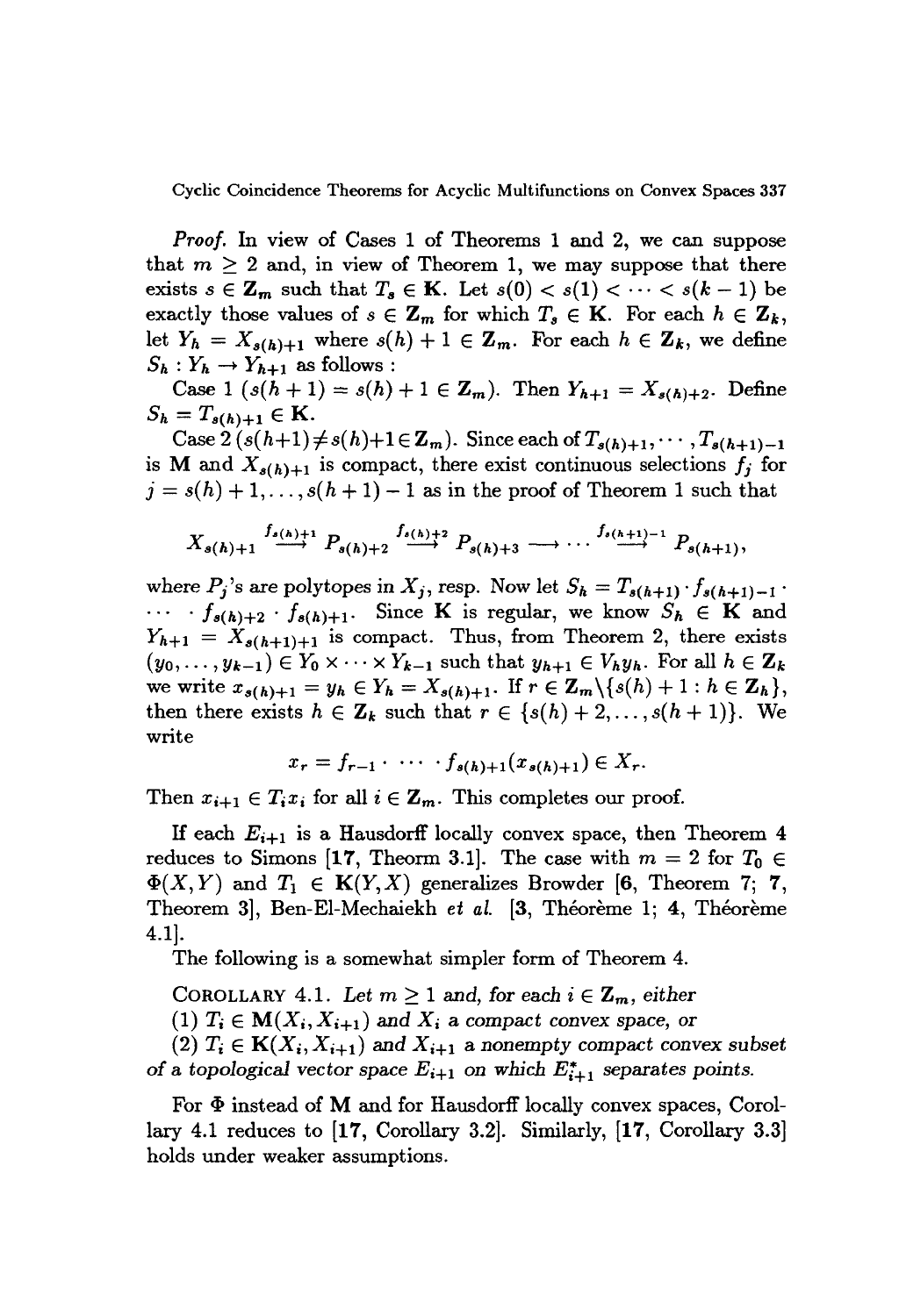*Proof.* In view of Cases 1 of Theorems 1 and 2, we can suppose that $m \geq 2$ and, in view of Theorem 1, we may suppose that there exists $s \in \mathbf{Z}_m$ such that $T_s \in \mathbf{K}$. Let $s(0) < s(1) < \cdots < s(k-1)$ be exactly those values of $s \in \mathbf{Z}_m$ for which $T_s \in \mathbf{K}$. For each $h \in \mathbf{Z}_k$, let $Y_h = X_{s(h)+1}$ where $s(h)+1 \in \mathbf{Z}_m$. For each $h \in \mathbf{Z}_k$, we define $S_h : Y_h \to Y_{h+1}$ as follows :

Case 1 ($s(h+1) = s(h)+1 \in \mathbf{Z}_m$). Then $Y_{h+1} = X_{s(h)+2}$. Define $S_h = T_{s(h)+1} \in \mathbf{K}$.

Case 2 ($s(h+1) \neq s(h)+1 \in \mathbf{Z}_m$). Since each of $T_{s(h)+1}, \cdots, T_{s(h+1)-1}$ is $\mathbf{M}$ and $X_{s(h)+1}$ is compact, there exist continuous selections $f_j$ for $j = s(h)+1, \ldots, s(h+1)-1$ as in the proof of Theorem 1 such that

$$X_{s(h)+1} \xrightarrow{f_{s(h)+1}} P_{s(h)+2} \xrightarrow{f_{s(h)+2}} P_{s(h)+3} \longrightarrow \cdots \xrightarrow{f_{s(h+1)-1}} P_{s(h+1)},$$

where $P_j$'s are polytopes in $X_j$, resp. Now let $S_h = T_{s(h+1)} \cdot f_{s(h+1)-1} \cdot \cdots \cdot f_{s(h)+2} \cdot f_{s(h)+1}$. Since $\mathbf{K}$ is regular, we know $S_h \in \mathbf{K}$ and $Y_{h+1} = X_{s(h+1)+1}$ is compact. Thus, from Theorem 2, there exists $(y_0, \ldots, y_{k-1}) \in Y_0 \times \cdots \times Y_{k-1}$ such that $y_{h+1} \in V_h y_h$. For all $h \in \mathbf{Z}_k$ we write $x_{s(h)+1} = y_h \in Y_h = X_{s(h)+1}$. If $r \in \mathbf{Z}_m \backslash \{s(h)+1 : h \in \mathbf{Z}_h\}$, then there exists $h \in \mathbf{Z}_k$ such that $r \in \{s(h)+2, \ldots, s(h+1)\}$. We write

$$x_r = f_{r-1} \cdot \cdots \cdot f_{s(h)+1}(x_{s(h)+1}) \in X_r.$$

Then $x_{i+1} \in T_i x_i$ for all $i \in \mathbf{Z}_m$. This completes our proof.

If each $E_{i+1}$ is a Hausdorff locally convex space, then Theorem 4 reduces to Simons [**17**, Theorm 3.1]. The case with $m = 2$ for $T_0 \in \Phi(X, Y)$ and $T_1 \in \mathbf{K}(Y, X)$ generalizes Browder [**6**, Theorem 7; **7**, Theorem 3], Ben-El-Mechaiekh *et al.* [**3**, Théorème 1; **4**, Théorème 4.1].

The following is a somewhat simpler form of Theorem 4.

COROLLARY 4.1. *Let $m \geq 1$ and, for each $i \in \mathbf{Z}_m$, either*

*(1) $T_i \in \mathbf{M}(X_i, X_{i+1})$ and $X_i$ a compact convex space, or*

*(2) $T_i \in \mathbf{K}(X_i, X_{i+1})$ and $X_{i+1}$ a nonempty compact convex subset of a topological vector space $E_{i+1}$ on which $E^*_{i+1}$ separates points.*

For $\Phi$ instead of $\mathbf{M}$ and for Hausdorff locally convex spaces, Corollary 4.1 reduces to [**17**, Corollary 3.2]. Similarly, [**17**, Corollary 3.3] holds under weaker assumptions.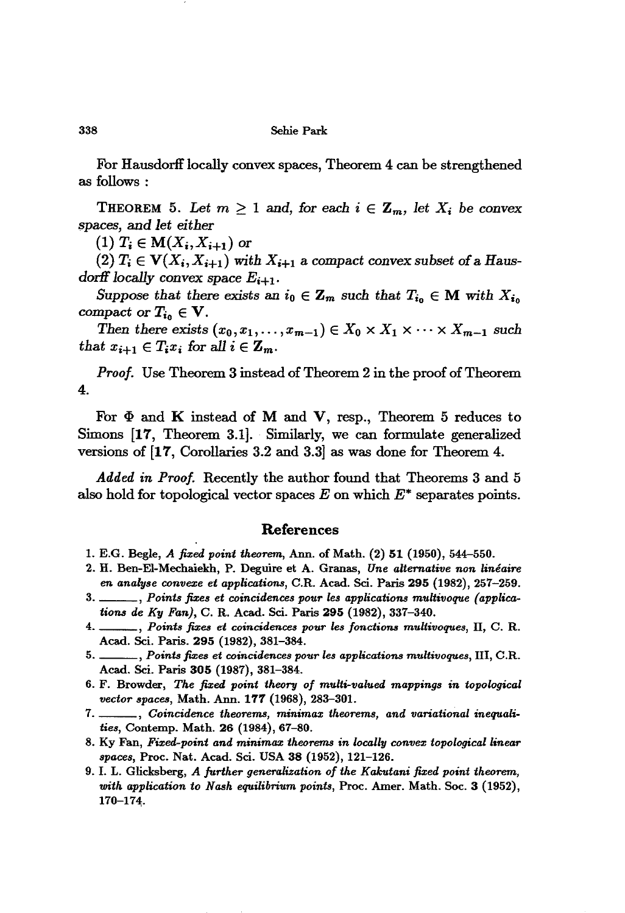For Hausdorff locally convex spaces, Theorem 4 can be strengthened as follows :

THEOREM 5. *Let $m \geq 1$ and, for each $i \in \mathbf{Z}_m$, let $X_i$ be convex spaces, and let either*

*(1) $T_i \in \mathbf{M}(X_i, X_{i+1})$ or*

*(2) $T_i \in \mathbf{V}(X_i, X_{i+1})$ with $X_{i+1}$ a compact convex subset of a Hausdorff locally convex space $E_{i+1}$.*

*Suppose that there exists an $i_0 \in \mathbf{Z}_m$ such that $T_{i_0} \in \mathbf{M}$ with $X_{i_0}$ compact or $T_{i_0} \in \mathbf{V}$.*

*Then there exists $(x_0, x_1, \ldots, x_{m-1}) \in X_0 \times X_1 \times \cdots \times X_{m-1}$ such that $x_{i+1} \in T_i x_i$ for all $i \in \mathbf{Z}_m$.*

*Proof.* Use Theorem 3 instead of Theorem 2 in the proof of Theorem 4.

For $\Phi$ and $\mathbf{K}$ instead of $\mathbf{M}$ and $\mathbf{V}$, resp., Theorem 5 reduces to Simons [**17**, Theorem 3.1]. Similarly, we can formulate generalized versions of [**17**, Corollaries 3.2 and 3.3] as was done for Theorem 4.

*Added in Proof.* Recently the author found that Theorems 3 and 5 also hold for topological vector spaces $E$ on which $E^*$ separates points.

## References

1. E.G. Begle, *A fixed point theorem*, Ann. of Math. (2) **51** (1950), 544–550.
2. H. Ben-El-Mechaiekh, P. Deguire et A. Granas, *Une alternative non linéaire en analyse convexe et applications*, C.R. Acad. Sci. Paris **295** (1982), 257–259.
3. ———, *Points fixes et coincidences pour les applications multivoque (applications de Ky Fan)*, C. R. Acad. Sci. Paris **295** (1982), 337–340.
4. ———, *Points fixes et coincidences pour les fonctions multivoques*, II, C. R. Acad. Sci. Paris. **295** (1982), 381–384.
5. ———, *Points fixes et coincidences pour les applications multivoques*, III, C.R. Acad. Sci. Paris **305** (1987), 381–384.
6. F. Browder, *The fixed point theory of multi-valued mappings in topological vector spaces*, Math. Ann. **177** (1968), 283–301.
7. ———, *Coincidence theorems, minimax theorems, and variational inequalities*, Contemp. Math. **26** (1984), 67–80.
8. Ky Fan, *Fixed-point and minimax theorems in locally convex topological linear spaces*, Proc. Nat. Acad. Sci. USA **38** (1952), 121–126.
9. I. L. Glicksberg, *A further generalization of the Kakutani fixed point theorem, with application to Nash equilibrium points*, Proc. Amer. Math. Soc. **3** (1952), 170–174.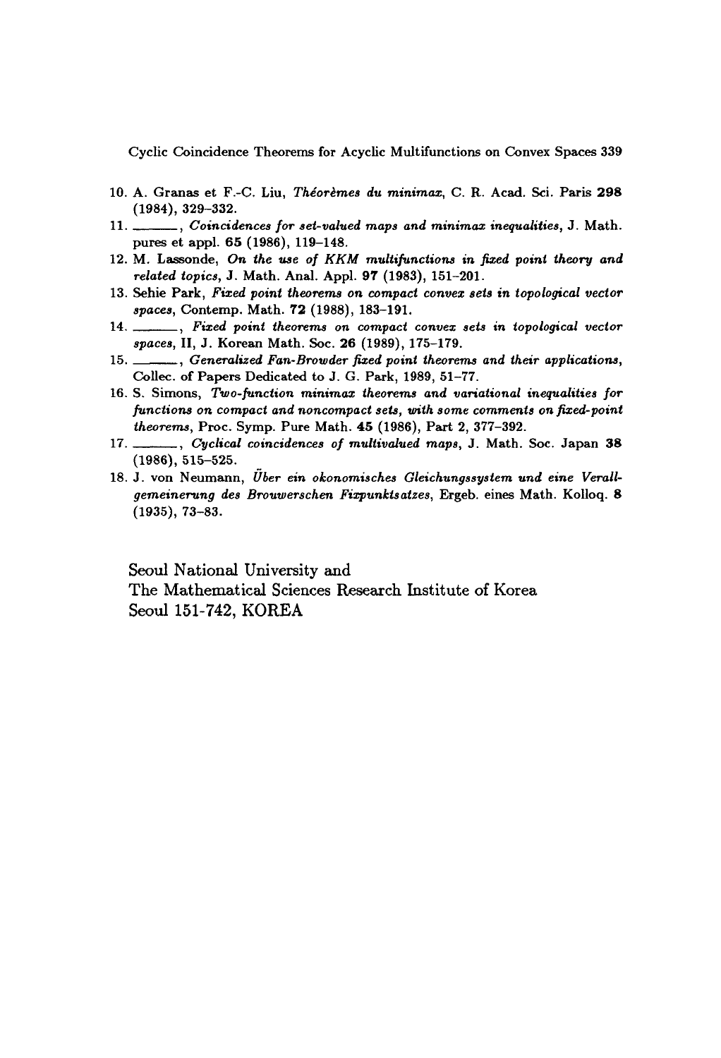10. A. Granas et F.-C. Liu, *Théorèmes du minimax*, C. R. Acad. Sci. Paris **298** (1984), 329–332.
11. ———, *Coincidences for set-valued maps and minimax inequalities*, J. Math. pures et appl. **65** (1986), 119–148.
12. M. Lassonde, *On the use of KKM multifunctions in fixed point theory and related topics*, J. Math. Anal. Appl. **97** (1983), 151–201.
13. Sehie Park, *Fixed point theorems on compact convex sets in topological vector spaces*, Contemp. Math. **72** (1988), 183–191.
14. ———, *Fixed point theorems on compact convex sets in topological vector spaces*, II, J. Korean Math. Soc. **26** (1989), 175–179.
15. ———, *Generalized Fan-Browder fixed point theorems and their applications*, Collec. of Papers Dedicated to J. G. Park, 1989, 51–77.
16. S. Simons, *Two-function minimax theorems and variational inequalities for functions on compact and noncompact sets, with some comments on fixed-point theorems*, Proc. Symp. Pure Math. **45** (1986), Part 2, 377–392.
17. ———, *Cyclical coincidences of multivalued maps*, J. Math. Soc. Japan **38** (1986), 515–525.
18. J. von Neumann, *Über ein okonomisches Gleichungssystem und eine Verallgemeinerung des Brouwerschen Fixpunktsatzes*, Ergeb. eines Math. Kolloq. **8** (1935), 73–83.

Seoul National University and
The Mathematical Sciences Research Institute of Korea
Seoul 151-742, KOREA